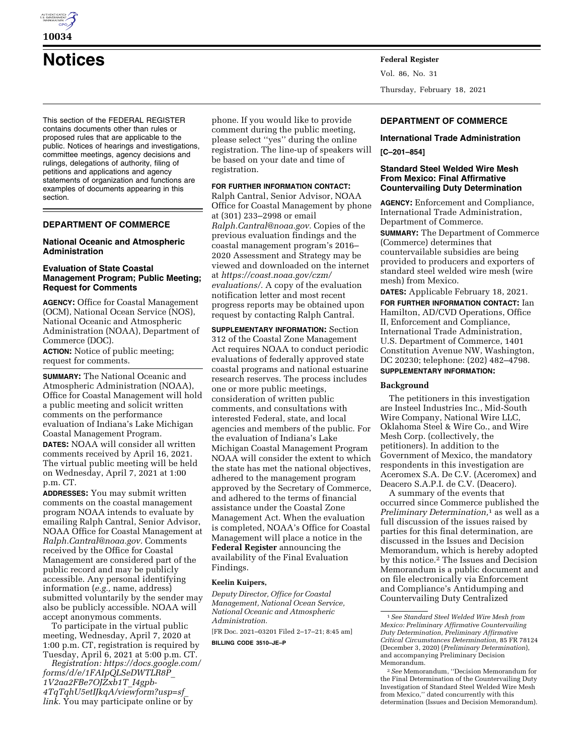# Notices

This section of the FEDERAL REGISTER contains documents other than rules or proposed rules that are applicable to the public. Notices of hearings and investigations, committee meetings, agency decisions and rulings, delegations of authority, filing of petitions and applications and agency statements of organization and functions are examples of documents appearing in this section.

## DEPARTMENT OF COMMERCE

### National Oceanic and Atmospheric Administration

### Evaluation of State Coastal Management Program; Public Meeting; Request for Comments

**AGENCY:** Office for Coastal Management (OCM), National Ocean Service (NOS), National Oceanic and Atmospheric Administration (NOAA), Department of Commerce (DOC).

**ACTION:** Notice of public meeting; request for comments.

**SUMMARY:** The National Oceanic and Atmospheric Administration (NOAA), Office for Coastal Management will hold a public meeting and solicit written comments on the performance evaluation of Indiana's Lake Michigan Coastal Management Program.

**DATES:** NOAA will consider all written comments received by April 16, 2021. The virtual public meeting will be held on Wednesday, April 7, 2021 at 1:00 p.m. CT.

**ADDRESSES:** You may submit written comments on the coastal management program NOAA intends to evaluate by emailing Ralph Cantral, Senior Advisor, NOAA Office for Coastal Management at *Ralph.Cantral@noaa.gov.* Comments received by the Office for Coastal Management are considered part of the public record and may be publicly accessible. Any personal identifying information (*e.g.,* name, address) submitted voluntarily by the sender may also be publicly accessible. NOAA will accept anonymous comments.

To participate in the virtual public meeting, Wednesday, April 7, 2020 at 1:00 p.m. CT, registration is required by Tuesday, April 6, 2021 at 5:00 p.m. CT.

*Registration: https://docs.google.com/forms/d/e/1FAIpQLSeDWTLR8P_1V2aa2FBe7OJZxb1T_I4gpb-4TqTqhU5etIJkqA/viewform?usp=sf_link.* You may participate online or by phone. If you would like to provide comment during the public meeting, please select ''yes'' during the online registration. The line-up of speakers will be based on your date and time of registration.

**FOR FURTHER INFORMATION CONTACT:** Ralph Cantral, Senior Advisor, NOAA Office for Coastal Management by phone at (301) 233–2998 or email *Ralph.Cantral@noaa.gov.* Copies of the previous evaluation findings and the coastal management program's 2016–2020 Assessment and Strategy may be viewed and downloaded on the internet at *https://coast.noaa.gov/czm/evaluations/.* A copy of the evaluation notification letter and most recent progress reports may be obtained upon request by contacting Ralph Cantral.

**SUPPLEMENTARY INFORMATION:** Section 312 of the Coastal Zone Management Act requires NOAA to conduct periodic evaluations of federally approved state coastal programs and national estuarine research reserves. The process includes one or more public meetings, consideration of written public comments, and consultations with interested Federal, state, and local agencies and members of the public. For the evaluation of Indiana's Lake Michigan Coastal Management Program NOAA will consider the extent to which the state has met the national objectives, adhered to the management program approved by the Secretary of Commerce, and adhered to the terms of financial assistance under the Coastal Zone Management Act. When the evaluation is completed, NOAA's Office for Coastal Management will place a notice in the **Federal Register** announcing the availability of the Final Evaluation Findings.

**Keelin Kuipers,**

*Deputy Director, Office for Coastal Management, National Ocean Service, National Oceanic and Atmospheric Administration.*

[FR Doc. 2021–03201 Filed 2–17–21; 8:45 am]

**BILLING CODE 3510–JE–P**

## DEPARTMENT OF COMMERCE

### International Trade Administration

**[C–201–854]**

### Standard Steel Welded Wire Mesh From Mexico: Final Affirmative Countervailing Duty Determination

**AGENCY:** Enforcement and Compliance, International Trade Administration, Department of Commerce.

**SUMMARY:** The Department of Commerce (Commerce) determines that countervailable subsidies are being provided to producers and exporters of standard steel welded wire mesh (wire mesh) from Mexico.

**DATES:** Applicable February 18, 2021.

**FOR FURTHER INFORMATION CONTACT:** Ian Hamilton, AD/CVD Operations, Office II, Enforcement and Compliance, International Trade Administration, U.S. Department of Commerce, 1401 Constitution Avenue NW, Washington, DC 20230; telephone: (202) 482–4798.

**SUPPLEMENTARY INFORMATION:**

**Background**

The petitioners in this investigation are Insteel Industries Inc., Mid-South Wire Company, National Wire LLC, Oklahoma Steel & Wire Co., and Wire Mesh Corp. (collectively, the petitioners). In addition to the Government of Mexico, the mandatory respondents in this investigation are Aceromex S.A. De C.V. (Aceromex) and Deacero S.A.P.I. de C.V. (Deacero).

A summary of the events that occurred since Commerce published the *Preliminary Determination,*[1] as well as a full discussion of the issues raised by parties for this final determination, are discussed in the Issues and Decision Memorandum, which is hereby adopted by this notice.[2] The Issues and Decision Memorandum is a public document and on file electronically via Enforcement and Compliance's Antidumping and Countervailing Duty Centralized

[1] *See Standard Steel Welded Wire Mesh from Mexico: Preliminary Affirmative Countervailing Duty Determination, Preliminary Affirmative Critical Circumstances Determination,* 85 FR 78124 (December 3, 2020) (*Preliminary Determination*), and accompanying Preliminary Decision Memorandum.

[2] *See* Memorandum, ''Decision Memorandum for the Final Determination of the Countervailing Duty Investigation of Standard Steel Welded Wire Mesh from Mexico,'' dated concurrently with this determination (Issues and Decision Memorandum).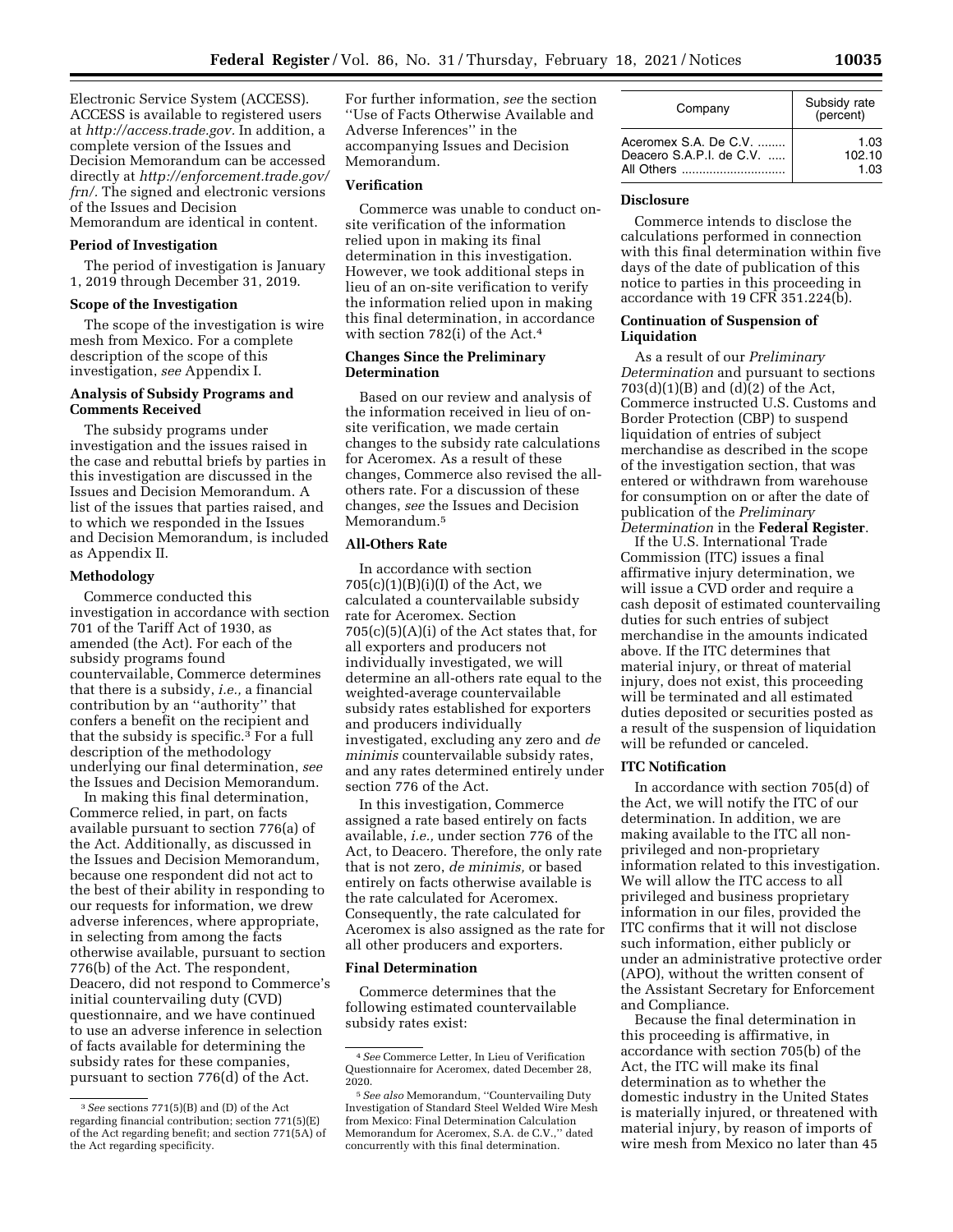Electronic Service System (ACCESS). ACCESS is available to registered users at *http://access.trade.gov*. In addition, a complete version of the Issues and Decision Memorandum can be accessed directly at *http://enforcement.trade.gov/frn/*. The signed and electronic versions of the Issues and Decision Memorandum are identical in content.

### Period of Investigation

The period of investigation is January 1, 2019 through December 31, 2019.

### Scope of the Investigation

The scope of the investigation is wire mesh from Mexico. For a complete description of the scope of this investigation, *see* Appendix I.

### Analysis of Subsidy Programs and Comments Received

The subsidy programs under investigation and the issues raised in the case and rebuttal briefs by parties in this investigation are discussed in the Issues and Decision Memorandum. A list of the issues that parties raised, and to which we responded in the Issues and Decision Memorandum, is included as Appendix II.

### Methodology

Commerce conducted this investigation in accordance with section 701 of the Tariff Act of 1930, as amended (the Act). For each of the subsidy programs found countervailable, Commerce determines that there is a subsidy, *i.e.,* a financial contribution by an ''authority'' that confers a benefit on the recipient and that the subsidy is specific.[3] For a full description of the methodology underlying our final determination, *see* the Issues and Decision Memorandum.

In making this final determination, Commerce relied, in part, on facts available pursuant to section 776(a) of the Act. Additionally, as discussed in the Issues and Decision Memorandum, because one respondent did not act to the best of their ability in responding to our requests for information, we drew adverse inferences, where appropriate, in selecting from among the facts otherwise available, pursuant to section 776(b) of the Act. The respondent, Deacero, did not respond to Commerce's initial countervailing duty (CVD) questionnaire, and we have continued to use an adverse inference in selection of facts available for determining the subsidy rates for these companies, pursuant to section 776(d) of the Act. For further information, *see* the section ''Use of Facts Otherwise Available and Adverse Inferences'' in the accompanying Issues and Decision Memorandum.

### Verification

Commerce was unable to conduct on-site verification of the information relied upon in making its final determination in this investigation. However, we took additional steps in lieu of an on-site verification to verify the information relied upon in making this final determination, in accordance with section 782(i) of the Act.[4]

### Changes Since the Preliminary Determination

Based on our review and analysis of the information received in lieu of on-site verification, we made certain changes to the subsidy rate calculations for Aceromex. As a result of these changes, Commerce also revised the all-others rate. For a discussion of these changes, *see* the Issues and Decision Memorandum.[5]

### All-Others Rate

In accordance with section 705(c)(1)(B)(i)(I) of the Act, we calculated a countervailable subsidy rate for Aceromex. Section 705(c)(5)(A)(i) of the Act states that, for all exporters and producers not individually investigated, we will determine an all-others rate equal to the weighted-average countervailable subsidy rates established for exporters and producers individually investigated, excluding any zero and *de minimis* countervailable subsidy rates, and any rates determined entirely under section 776 of the Act.

In this investigation, Commerce assigned a rate based entirely on facts available, *i.e.,* under section 776 of the Act, to Deacero. Therefore, the only rate that is not zero, *de minimis,* or based entirely on facts otherwise available is the rate calculated for Aceromex. Consequently, the rate calculated for Aceromex is also assigned as the rate for all other producers and exporters.

### Final Determination

Commerce determines that the following estimated countervailable subsidy rates exist:

| Company | Subsidy rate (percent) |
|---|---|
| Aceromex S.A. De C.V. | 1.03 |
| Deacero S.A.P.I. de C.V. | 102.10 |
| All Others | 1.03 |

### Disclosure

Commerce intends to disclose the calculations performed in connection with this final determination within five days of the date of publication of this notice to parties in this proceeding in accordance with 19 CFR 351.224(b).

### Continuation of Suspension of Liquidation

As a result of our *Preliminary Determination* and pursuant to sections 703(d)(1)(B) and (d)(2) of the Act, Commerce instructed U.S. Customs and Border Protection (CBP) to suspend liquidation of entries of subject merchandise as described in the scope of the investigation section, that was entered or withdrawn from warehouse for consumption on or after the date of publication of the *Preliminary Determination* in the **Federal Register**.

If the U.S. International Trade Commission (ITC) issues a final affirmative injury determination, we will issue a CVD order and require a cash deposit of estimated countervailing duties for such entries of subject merchandise in the amounts indicated above. If the ITC determines that material injury, or threat of material injury, does not exist, this proceeding will be terminated and all estimated duties deposited or securities posted as a result of the suspension of liquidation will be refunded or canceled.

### ITC Notification

In accordance with section 705(d) of the Act, we will notify the ITC of our determination. In addition, we are making available to the ITC all non-privileged and non-proprietary information related to this investigation. We will allow the ITC access to all privileged and business proprietary information in our files, provided the ITC confirms that it will not disclose such information, either publicly or under an administrative protective order (APO), without the written consent of the Assistant Secretary for Enforcement and Compliance.

Because the final determination in this proceeding is affirmative, in accordance with section 705(b) of the Act, the ITC will make its final determination as to whether the domestic industry in the United States is materially injured, or threatened with material injury, by reason of imports of wire mesh from Mexico no later than 45

---

[3] *See* sections 771(5)(B) and (D) of the Act regarding financial contribution; section 771(5)(E) of the Act regarding benefit; and section 771(5A) of the Act regarding specificity.

[4] *See* Commerce Letter, In Lieu of Verification Questionnaire for Aceromex, dated December 28, 2020.

[5] *See also* Memorandum, ''Countervailing Duty Investigation of Standard Steel Welded Wire Mesh from Mexico: Final Determination Calculation Memorandum for Aceromex, S.A. de C.V.,'' dated concurrently with this final determination.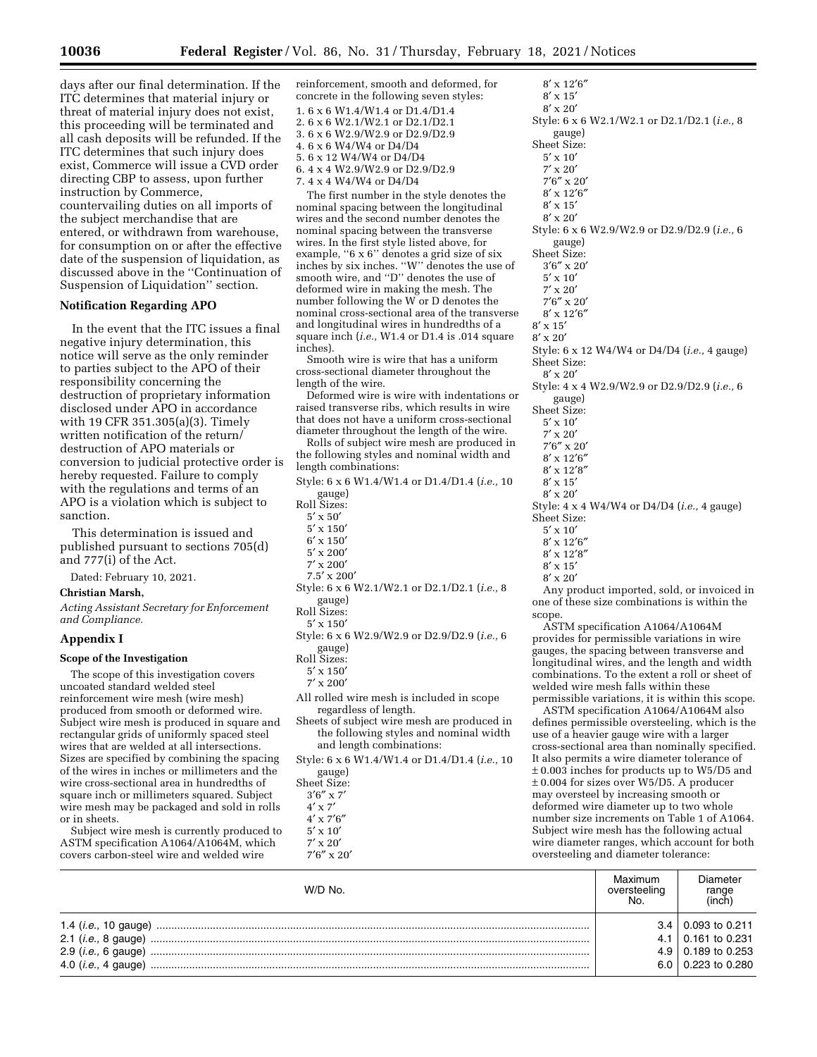days after our final determination. If the ITC determines that material injury or threat of material injury does not exist, this proceeding will be terminated and all cash deposits will be refunded. If the ITC determines that such injury does exist, Commerce will issue a CVD order directing CBP to assess, upon further instruction by Commerce, countervailing duties on all imports of the subject merchandise that are entered, or withdrawn from warehouse, for consumption on or after the effective date of the suspension of liquidation, as discussed above in the ''Continuation of Suspension of Liquidation'' section.

**Notification Regarding APO**

In the event that the ITC issues a final negative injury determination, this notice will serve as the only reminder to parties subject to the APO of their responsibility concerning the destruction of proprietary information disclosed under APO in accordance with 19 CFR 351.305(a)(3). Timely written notification of the return/destruction of APO materials or conversion to judicial protective order is hereby requested. Failure to comply with the regulations and terms of an APO is a violation which is subject to sanction.

This determination is issued and published pursuant to sections 705(d) and 777(i) of the Act.

Dated: February 10, 2021.

**Christian Marsh,**

*Acting Assistant Secretary for Enforcement and Compliance.*

## Appendix I

**Scope of the Investigation**

The scope of this investigation covers uncoated standard welded steel reinforcement wire mesh (wire mesh) produced from smooth or deformed wire. Subject wire mesh is produced in square and rectangular grids of uniformly spaced steel wires that are welded at all intersections. Sizes are specified by combining the spacing of the wires in inches or millimeters and the wire cross-sectional area in hundredths of square inch or millimeters squared. Subject wire mesh may be packaged and sold in rolls or in sheets.

Subject wire mesh is currently produced to ASTM specification A1064/A1064M, which covers carbon-steel wire and welded wire reinforcement, smooth and deformed, for concrete in the following seven styles:

1. 6 x 6 W1.4/W1.4 or D1.4/D1.4
2. 6 x 6 W2.1/W2.1 or D2.1/D2.1
3. 6 x 6 W2.9/W2.9 or D2.9/D2.9
4. 6 x 6 W4/W4 or D4/D4
5. 6 x 12 W4/W4 or D4/D4
6. 4 x 4 W2.9/W2.9 or D2.9/D2.9
7. 4 x 4 W4/W4 or D4/D4

The first number in the style denotes the nominal spacing between the longitudinal wires and the second number denotes the nominal spacing between the transverse wires. In the first style listed above, for example, ''6 x 6'' denotes a grid size of six inches by six inches. ''W'' denotes the use of smooth wire, and ''D'' denotes the use of deformed wire in making the mesh. The number following the W or D denotes the nominal cross-sectional area of the transverse and longitudinal wires in hundredths of a square inch (*i.e.,* W1.4 or D1.4 is .014 square inches).

Smooth wire is wire that has a uniform cross-sectional diameter throughout the length of the wire.

Deformed wire is wire with indentations or raised transverse ribs, which results in wire that does not have a uniform cross-sectional diameter throughout the length of the wire.

Rolls of subject wire mesh are produced in the following styles and nominal width and length combinations:

Style: 6 x 6 W1.4/W1.4 or D1.4/D1.4 (*i.e.,* 10 gauge)
Roll Sizes:
5′ x 50′
5′ x 150′
6′ x 150′
5′ x 200′
7′ x 200′
7.5′ x 200′

Style: 6 x 6 W2.1/W2.1 or D2.1/D2.1 (*i.e.,* 8 gauge)
Roll Sizes:
5′ x 150′

Style: 6 x 6 W2.9/W2.9 or D2.9/D2.9 (*i.e.,* 6 gauge)
Roll Sizes:
5′ x 150′
7′ x 200′

All rolled wire mesh is included in scope regardless of length.

Sheets of subject wire mesh are produced in the following styles and nominal width and length combinations:

Style: 6 x 6 W1.4/W1.4 or D1.4/D1.4 (*i.e.,* 10 gauge)
Sheet Size:
3′6″ x 7′
4′ x 7′
4′ x 7′6″
5′ x 10′
7′ x 20′
7′6″ x 20′
8′ x 12′6″
8′ x 15′
8′ x 20′

Style: 6 x 6 W2.1/W2.1 or D2.1/D2.1 (*i.e.,* 8 gauge)
Sheet Size:
5′ x 10′
7′ x 20′
7′6″ x 20′
8′ x 12′6″
8′ x 15′
8′ x 20′

Style: 6 x 6 W2.9/W2.9 or D2.9/D2.9 (*i.e.,* 6 gauge)
Sheet Size:
3′6″ x 20′
5′ x 10′
7′ x 20′
7′6″ x 20′
8′ x 12′6″
8′ x 15′
8′ x 20′

Style: 6 x 12 W4/W4 or D4/D4 (*i.e.,* 4 gauge)
Sheet Size:
8′ x 20′

Style: 4 x 4 W2.9/W2.9 or D2.9/D2.9 (*i.e.,* 6 gauge)
Sheet Size:
5′ x 10′
7′ x 20′
7′6″ x 20′
8′ x 12′6″
8′ x 12′8″
8′ x 15′
8′ x 20′

Style: 4 x 4 W4/W4 or D4/D4 (*i.e.,* 4 gauge)
Sheet Size:
5′ x 10′
8′ x 12′6″
8′ x 12′8″
8′ x 15′
8′ x 20′

Any product imported, sold, or invoiced in one of these size combinations is within the scope.

ASTM specification A1064/A1064M provides for permissible variations in wire gauges, the spacing between transverse and longitudinal wires, and the length and width combinations. To the extent a roll or sheet of welded wire mesh falls within these permissible variations, it is within this scope.

ASTM specification A1064/A1064M also defines permissible oversteeling, which is the use of a heavier gauge wire with a larger cross-sectional area than nominally specified. It also permits a wire diameter tolerance of ± 0.003 inches for products up to W5/D5 and ± 0.004 for sizes over W5/D5. A producer may oversteel by increasing smooth or deformed wire diameter up to two whole number size increments on Table 1 of A1064. Subject wire mesh has the following actual wire diameter ranges, which account for both oversteeling and diameter tolerance:

| W/D No. | Maximum oversteeling No. | Diameter range (inch) |
|---|---|---|
| 1.4 (*i.e.,* 10 gauge) | 3.4 | 0.093 to 0.211 |
| 2.1 (*i.e.,* 8 gauge) | 4.1 | 0.161 to 0.231 |
| 2.9 (*i.e.,* 6 gauge) | 4.9 | 0.189 to 0.253 |
| 4.0 (*i.e.,* 4 gauge) | 6.0 | 0.223 to 0.280 |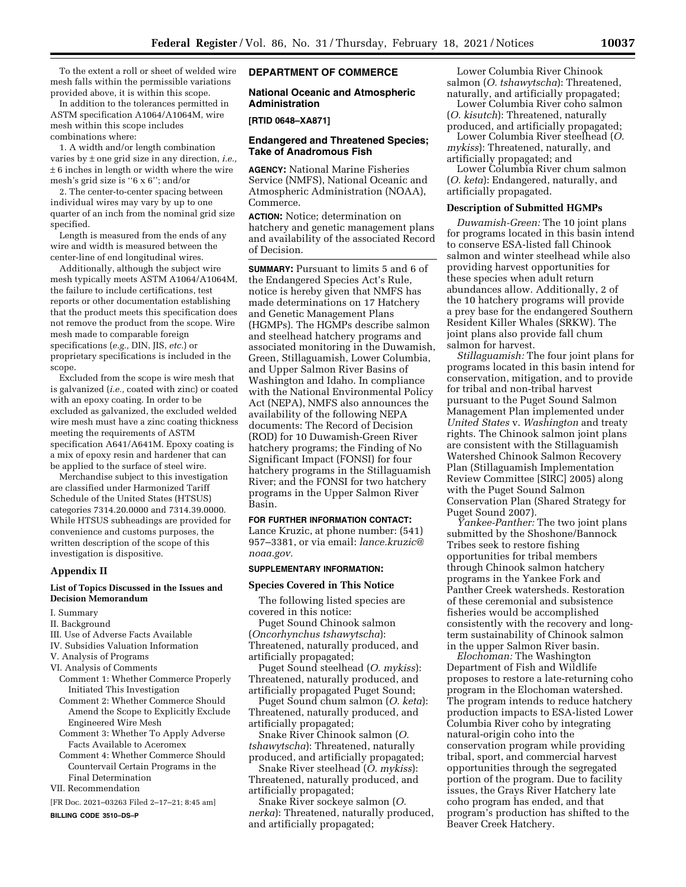To the extent a roll or sheet of welded wire mesh falls within the permissible variations provided above, it is within this scope.

In addition to the tolerances permitted in ASTM specification A1064/A1064M, wire mesh within this scope includes combinations where:

1. A width and/or length combination varies by ± one grid size in any direction, *i.e.,* ± 6 inches in length or width where the wire mesh's grid size is ''6 x 6''; and/or

2. The center-to-center spacing between individual wires may vary by up to one quarter of an inch from the nominal grid size specified.

Length is measured from the ends of any wire and width is measured between the center-line of end longitudinal wires.

Additionally, although the subject wire mesh typically meets ASTM A1064/A1064M, the failure to include certifications, test reports or other documentation establishing that the product meets this specification does not remove the product from the scope. Wire mesh made to comparable foreign specifications (*e.g.,* DIN, JIS, *etc.*) or proprietary specifications is included in the scope.

Excluded from the scope is wire mesh that is galvanized (*i.e.,* coated with zinc) or coated with an epoxy coating. In order to be excluded as galvanized, the excluded welded wire mesh must have a zinc coating thickness meeting the requirements of ASTM specification A641/A641M. Epoxy coating is a mix of epoxy resin and hardener that can be applied to the surface of steel wire.

Merchandise subject to this investigation are classified under Harmonized Tariff Schedule of the United States (HTSUS) categories 7314.20.0000 and 7314.39.0000. While HTSUS subheadings are provided for convenience and customs purposes, the written description of the scope of this investigation is dispositive.

## Appendix II

### List of Topics Discussed in the Issues and Decision Memorandum

I. Summary
II. Background
III. Use of Adverse Facts Available
IV. Subsidies Valuation Information
V. Analysis of Programs
VI. Analysis of Comments
 Comment 1: Whether Commerce Properly Initiated This Investigation
 Comment 2: Whether Commerce Should Amend the Scope to Explicitly Exclude Engineered Wire Mesh
 Comment 3: Whether To Apply Adverse Facts Available to Aceromex
 Comment 4: Whether Commerce Should Countervail Certain Programs in the Final Determination
VII. Recommendation

[FR Doc. 2021–03263 Filed 2–17–21; 8:45 am]

**BILLING CODE 3510–DS–P**

## DEPARTMENT OF COMMERCE

### National Oceanic and Atmospheric Administration

**[RTID 0648–XA871]**

### Endangered and Threatened Species; Take of Anadromous Fish

**AGENCY:** National Marine Fisheries Service (NMFS), National Oceanic and Atmospheric Administration (NOAA), Commerce.

**ACTION:** Notice; determination on hatchery and genetic management plans and availability of the associated Record of Decision.

**SUMMARY:** Pursuant to limits 5 and 6 of the Endangered Species Act's Rule, notice is hereby given that NMFS has made determinations on 17 Hatchery and Genetic Management Plans (HGMPs). The HGMPs describe salmon and steelhead hatchery programs and associated monitoring in the Duwamish, Green, Stillaguamish, Lower Columbia, and Upper Salmon River Basins of Washington and Idaho. In compliance with the National Environmental Policy Act (NEPA), NMFS also announces the availability of the following NEPA documents: The Record of Decision (ROD) for 10 Duwamish-Green River hatchery programs; the Finding of No Significant Impact (FONSI) for four hatchery programs in the Stillaguamish River; and the FONSI for two hatchery programs in the Upper Salmon River Basin.

**FOR FURTHER INFORMATION CONTACT:** Lance Kruzic, at phone number: (541) 957–3381, or via email: *lance.kruzic@noaa.gov.*

**SUPPLEMENTARY INFORMATION:**

### Species Covered in This Notice

The following listed species are covered in this notice:

Puget Sound Chinook salmon (*Oncorhynchus tshawytscha*): Threatened, naturally produced, and artificially propagated;

Puget Sound steelhead (*O. mykiss*): Threatened, naturally produced, and artificially propagated Puget Sound;

Puget Sound chum salmon (*O. keta*): Threatened, naturally produced, and artificially propagated;

Snake River Chinook salmon (*O. tshawytscha*): Threatened, naturally produced, and artificially propagated;

Snake River steelhead (*O. mykiss*): Threatened, naturally produced, and artificially propagated;

Snake River sockeye salmon (*O. nerka*): Threatened, naturally produced, and artificially propagated;

Lower Columbia River Chinook salmon (*O. tshawytscha*): Threatened, naturally, and artificially propagated;

Lower Columbia River coho salmon (*O. kisutch*): Threatened, naturally produced, and artificially propagated;

Lower Columbia River steelhead (*O. mykiss*): Threatened, naturally, and artificially propagated; and

Lower Columbia River chum salmon (*O. keta*): Endangered, naturally, and artificially propagated.

### Description of Submitted HGMPs

*Duwamish-Green:* The 10 joint plans for programs located in this basin intend to conserve ESA-listed fall Chinook salmon and winter steelhead while also providing harvest opportunities for these species when adult return abundances allow. Additionally, 2 of the 10 hatchery programs will provide a prey base for the endangered Southern Resident Killer Whales (SRKW). The joint plans also provide fall chum salmon for harvest.

*Stillaguamish:* The four joint plans for programs located in this basin intend for conservation, mitigation, and to provide for tribal and non-tribal harvest pursuant to the Puget Sound Salmon Management Plan implemented under *United States* v. *Washington* and treaty rights. The Chinook salmon joint plans are consistent with the Stillaguamish Watershed Chinook Salmon Recovery Plan (Stillaguamish Implementation Review Committee [SIRC] 2005) along with the Puget Sound Salmon Conservation Plan (Shared Strategy for Puget Sound 2007).

*Yankee-Panther:* The two joint plans submitted by the Shoshone/Bannock Tribes seek to restore fishing opportunities for tribal members through Chinook salmon hatchery programs in the Yankee Fork and Panther Creek watersheds. Restoration of these ceremonial and subsistence fisheries would be accomplished consistently with the recovery and long-term sustainability of Chinook salmon in the upper Salmon River basin.

*Elochoman:* The Washington Department of Fish and Wildlife proposes to restore a late-returning coho program in the Elochoman watershed. The program intends to reduce hatchery production impacts to ESA-listed Lower Columbia River coho by integrating natural-origin coho into the conservation program while providing tribal, sport, and commercial harvest opportunities through the segregated portion of the program. Due to facility issues, the Grays River Hatchery late coho program has ended, and that program's production has shifted to the Beaver Creek Hatchery.